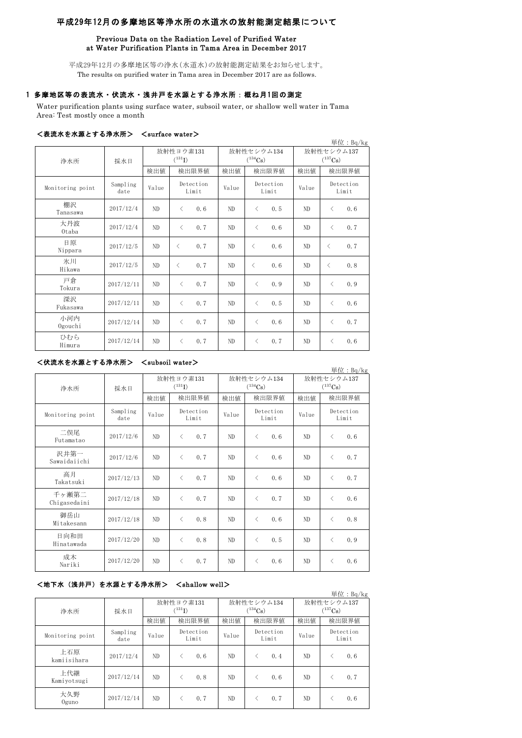# 平成29年12月の多摩地区等浄水所の水道水の放射能測定結果について

Previous Data on the Radiation Level of Purified Water at Water Purification Plants in Tama Area in December 2017

平成29年12月の多摩地区等の浄水(水道水)の放射能測定結果をお知らせします。
The results on purified water in Tama area in December 2017 are as follows.

## 1 多摩地区等の表流水・伏流水・浅井戸を水源とする浄水所：概ね月1回の測定

Water purification plants using surface water, subsoil water, or shallow well water in Tama Area: Test mostly once a month

### <表流水を水源とする浄水所> <surface water>

単位：Bq/kg

| 浄水所 | 採水日 | 放射性ヨウ素131 ($^{131}I$) | | 放射性セシウム134 ($^{134}Cs$) | | 放射性セシウム137 ($^{137}Cs$) | |
|---|---|---|---|---|---|---|---|
| | | 検出値 | 検出限界値 | 検出値 | 検出限界値 | 検出値 | 検出限界値 |
| Monitoring point | Sampling date | Value | Detection Limit | Value | Detection Limit | Value | Detection Limit |
| 棚沢 Tanasawa | 2017/12/4 | ND | < 0.6 | ND | < 0.5 | ND | < 0.6 |
| 大丹波 Otaba | 2017/12/4 | ND | < 0.7 | ND | < 0.6 | ND | < 0.7 |
| 日原 Nippara | 2017/12/5 | ND | < 0.7 | ND | < 0.6 | ND | < 0.7 |
| 氷川 Hikawa | 2017/12/5 | ND | < 0.7 | ND | < 0.6 | ND | < 0.8 |
| 戸倉 Tokura | 2017/12/11 | ND | < 0.7 | ND | < 0.9 | ND | < 0.9 |
| 深沢 Fukasawa | 2017/12/11 | ND | < 0.7 | ND | < 0.5 | ND | < 0.6 |
| 小河内 Ogouchi | 2017/12/14 | ND | < 0.7 | ND | < 0.6 | ND | < 0.7 |
| ひむら Himura | 2017/12/14 | ND | < 0.7 | ND | < 0.7 | ND | < 0.6 |

### <伏流水を水源とする浄水所> <subsoil water>

単位：Bq/kg

| 浄水所 | 採水日 | 放射性ヨウ素131 ($^{131}I$) | | 放射性セシウム134 ($^{134}Cs$) | | 放射性セシウム137 ($^{137}Cs$) | |
|---|---|---|---|---|---|---|---|
| | | 検出値 | 検出限界値 | 検出値 | 検出限界値 | 検出値 | 検出限界値 |
| Monitoring point | Sampling date | Value | Detection Limit | Value | Detection Limit | Value | Detection Limit |
| 二俣尾 Futamatao | 2017/12/6 | ND | < 0.7 | ND | < 0.6 | ND | < 0.6 |
| 沢井第一 Sawaidaiichi | 2017/12/6 | ND | < 0.7 | ND | < 0.6 | ND | < 0.7 |
| 高月 Takatsuki | 2017/12/13 | ND | < 0.7 | ND | < 0.6 | ND | < 0.7 |
| 千ヶ瀬第二 Chigasedaini | 2017/12/18 | ND | < 0.7 | ND | < 0.7 | ND | < 0.6 |
| 御岳山 Mitakesann | 2017/12/18 | ND | < 0.8 | ND | < 0.6 | ND | < 0.8 |
| 日向和田 Hinatawada | 2017/12/20 | ND | < 0.8 | ND | < 0.5 | ND | < 0.9 |
| 成木 Nariki | 2017/12/20 | ND | < 0.7 | ND | < 0.6 | ND | < 0.6 |

### <地下水（浅井戸）を水源とする浄水所> <shallow well>

単位：Bq/kg

| 浄水所 | 採水日 | 放射性ヨウ素131 ($^{131}I$) | | 放射性セシウム134 ($^{134}Cs$) | | 放射性セシウム137 ($^{137}Cs$) | |
|---|---|---|---|---|---|---|---|
| | | 検出値 | 検出限界値 | 検出値 | 検出限界値 | 検出値 | 検出限界値 |
| Monitoring point | Sampling date | Value | Detection Limit | Value | Detection Limit | Value | Detection Limit |
| 上石原 kamiisihara | 2017/12/4 | ND | < 0.6 | ND | < 0.4 | ND | < 0.6 |
| 上代継 Kamiyotsugi | 2017/12/14 | ND | < 0.8 | ND | < 0.6 | ND | < 0.7 |
| 大久野 Oguno | 2017/12/14 | ND | < 0.7 | ND | < 0.7 | ND | < 0.6 |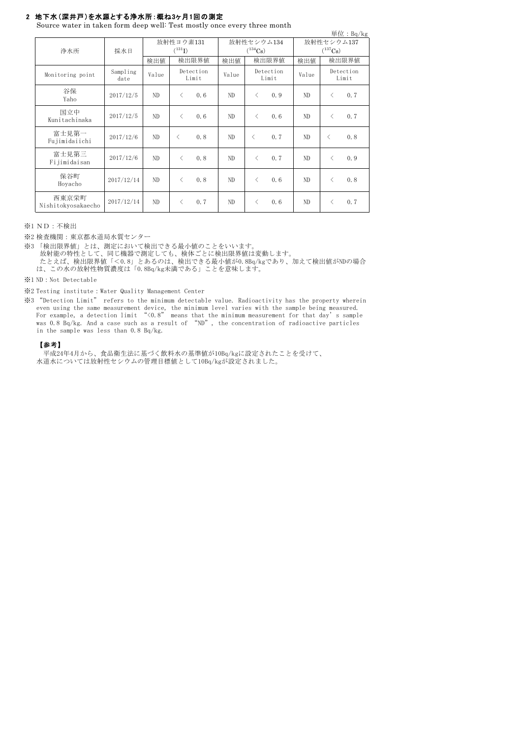## 2 地下水（深井戸）を水源とする浄水所：概ね3ヶ月1回の測定

Source water in taken form deep well: Test mostly once every three month

単位：Bq/kg

| 浄水所 | 採水日 | 放射性ヨウ素131 ($^{131}I$) | | | 放射性セシウム134 ($^{134}Cs$) | | | 放射性セシウム137 ($^{137}Cs$) | | |
|---|---|---|---|---|---|---|---|---|---|---|
| | | 検出値 | 検出限界値 | | 検出値 | 検出限界値 | | 検出値 | 検出限界値 | |
| Monitoring point | Sampling date | Value | Detection Limit | | Value | Detection Limit | | Value | Detection Limit | |
| 谷保 Yaho | 2017/12/5 | ND | < | 0.6 | ND | < | 0.9 | ND | < | 0.7 |
| 国立中 Kunitachinaka | 2017/12/5 | ND | < | 0.6 | ND | < | 0.6 | ND | < | 0.7 |
| 富士見第一 Fujimidaiichi | 2017/12/6 | ND | < | 0.8 | ND | < | 0.7 | ND | < | 0.8 |
| 富士見第三 Fijimidaisan | 2017/12/6 | ND | < | 0.8 | ND | < | 0.7 | ND | < | 0.9 |
| 保谷町 Hoyacho | 2017/12/14 | ND | < | 0.8 | ND | < | 0.6 | ND | < | 0.8 |
| 西東京栄町 Nishitokyosakaecho | 2017/12/14 | ND | < | 0.7 | ND | < | 0.6 | ND | < | 0.7 |

※1 ND：不検出

※2 検査機関：東京都水道局水質センター

※3 「検出限界値」とは、測定において検出できる最小値のことをいいます。
放射能の特性として、同じ機器で測定しても、検体ごとに検出限界値は変動します。
たとえば、検出限界値「<0.8」とあるのは、検出できる最小値が0.8Bq/kgであり、加えて検出値がNDの場合は、この水の放射性物質濃度は「0.8Bq/kg未満である」ことを意味します。

※1 ND：Not Detectable

※2 Testing institute：Water Quality Management Center

※3 "Detection Limit" refers to the minimum detectable value. Radioactivity has the property wherein even using the same measurement device, the minimum level varies with the sample being measured. For example, a detection limit "<0.8" means that the minimum measurement for that day's sample was 0.8 Bq/kg. And a case such as a result of "ND", the concentration of radioactive particles in the sample was less than 0.8 Bq/kg.

**【参考】**

平成24年4月から、食品衛生法に基づく飲料水の基準値が10Bq/kgに設定されたことを受けて、水道水については放射性セシウムの管理目標値として10Bq/kgが設定されました。